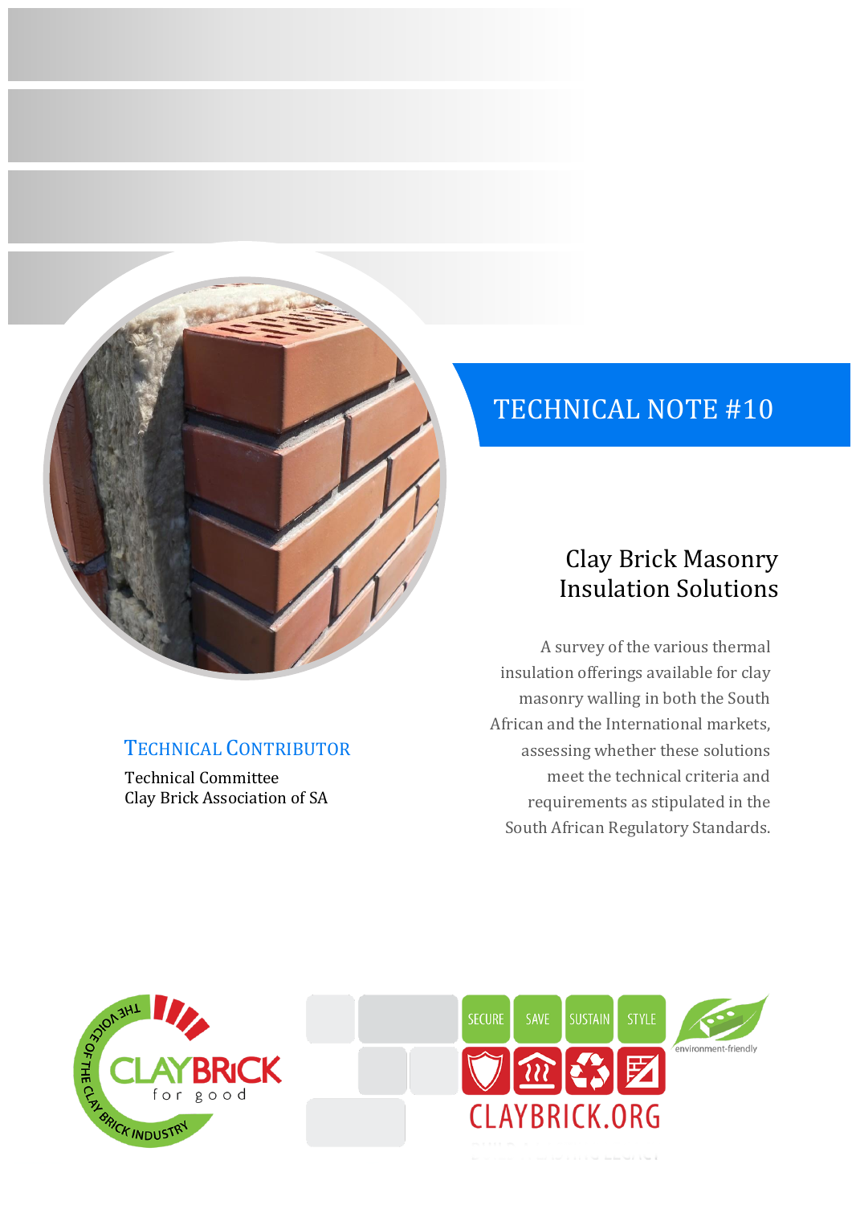# TECHNICAL NOTE #10

## Clay Brick Masonry Insulation Solutions

A survey of the various thermal insulation offerings available for clay masonry walling in both the South African and the International markets, assessing whether these solutions meet the technical criteria and requirements as stipulated in the South African Regulatory Standards.

### Technical Contributor

Technical Committee
Clay Brick Association of SA

SECURE SAVE SUSTAIN STYLE

CLAYBRICK.ORG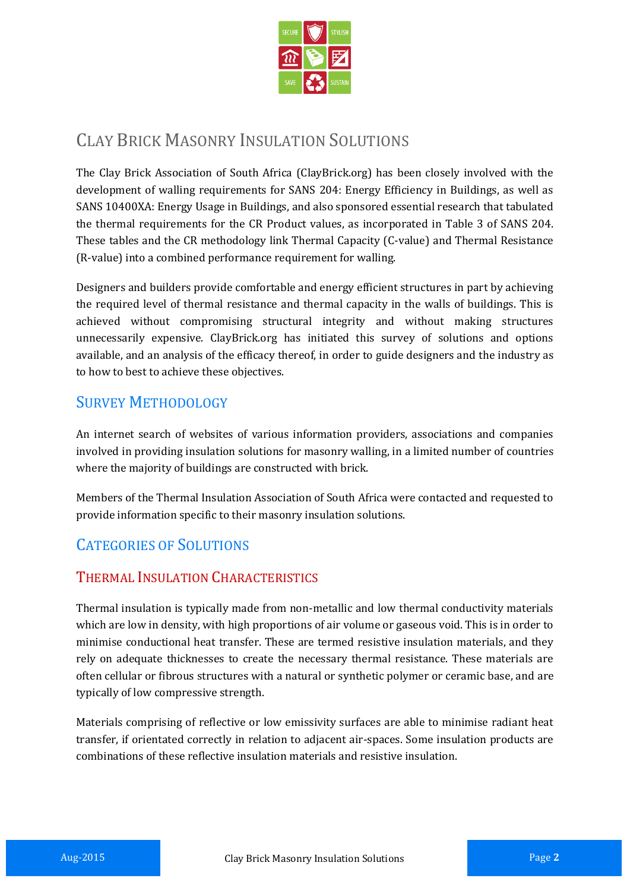# Clay Brick Masonry Insulation Solutions

The Clay Brick Association of South Africa (ClayBrick.org) has been closely involved with the development of walling requirements for SANS 204: Energy Efficiency in Buildings, as well as SANS 10400XA: Energy Usage in Buildings, and also sponsored essential research that tabulated the thermal requirements for the CR Product values, as incorporated in Table 3 of SANS 204. These tables and the CR methodology link Thermal Capacity (C-value) and Thermal Resistance (R-value) into a combined performance requirement for walling.

Designers and builders provide comfortable and energy efficient structures in part by achieving the required level of thermal resistance and thermal capacity in the walls of buildings. This is achieved without compromising structural integrity and without making structures unnecessarily expensive. ClayBrick.org has initiated this survey of solutions and options available, and an analysis of the efficacy thereof, in order to guide designers and the industry as to how to best to achieve these objectives.

## Survey Methodology

An internet search of websites of various information providers, associations and companies involved in providing insulation solutions for masonry walling, in a limited number of countries where the majority of buildings are constructed with brick.

Members of the Thermal Insulation Association of South Africa were contacted and requested to provide information specific to their masonry insulation solutions.

## Categories of Solutions

### Thermal Insulation Characteristics

Thermal insulation is typically made from non-metallic and low thermal conductivity materials which are low in density, with high proportions of air volume or gaseous void. This is in order to minimise conductional heat transfer. These are termed resistive insulation materials, and they rely on adequate thicknesses to create the necessary thermal resistance. These materials are often cellular or fibrous structures with a natural or synthetic polymer or ceramic base, and are typically of low compressive strength.

Materials comprising of reflective or low emissivity surfaces are able to minimise radiant heat transfer, if orientated correctly in relation to adjacent air-spaces. Some insulation products are combinations of these reflective insulation materials and resistive insulation.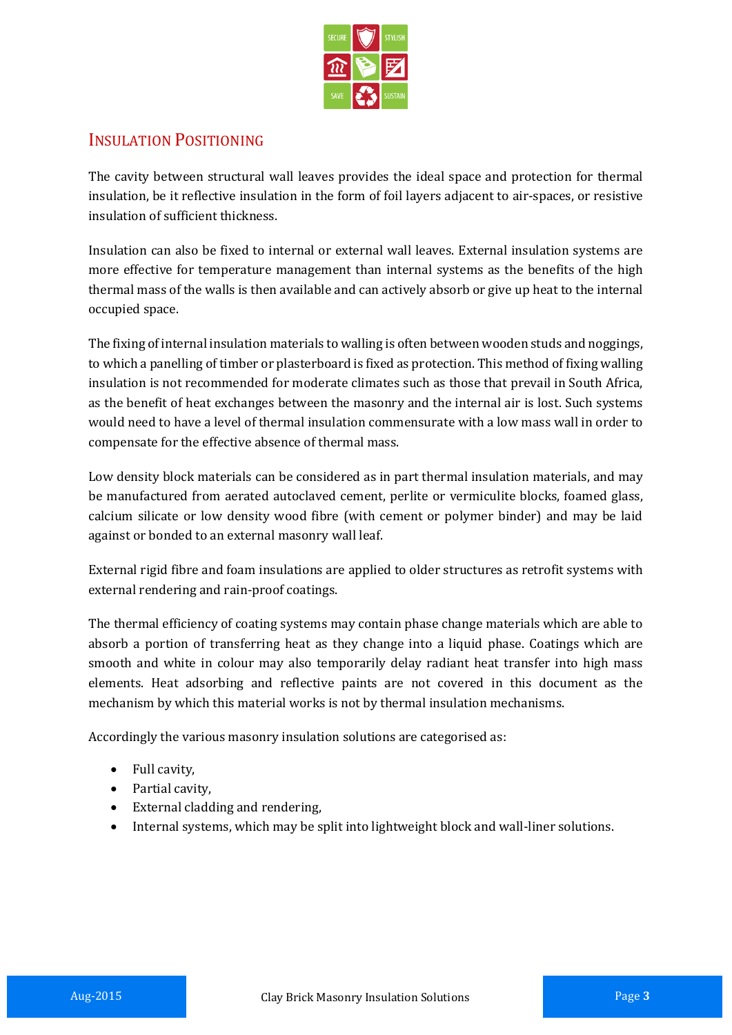## Insulation Positioning

The cavity between structural wall leaves provides the ideal space and protection for thermal insulation, be it reflective insulation in the form of foil layers adjacent to air-spaces, or resistive insulation of sufficient thickness.

Insulation can also be fixed to internal or external wall leaves. External insulation systems are more effective for temperature management than internal systems as the benefits of the high thermal mass of the walls is then available and can actively absorb or give up heat to the internal occupied space.

The fixing of internal insulation materials to walling is often between wooden studs and noggings, to which a panelling of timber or plasterboard is fixed as protection. This method of fixing walling insulation is not recommended for moderate climates such as those that prevail in South Africa, as the benefit of heat exchanges between the masonry and the internal air is lost. Such systems would need to have a level of thermal insulation commensurate with a low mass wall in order to compensate for the effective absence of thermal mass.

Low density block materials can be considered as in part thermal insulation materials, and may be manufactured from aerated autoclaved cement, perlite or vermiculite blocks, foamed glass, calcium silicate or low density wood fibre (with cement or polymer binder) and may be laid against or bonded to an external masonry wall leaf.

External rigid fibre and foam insulations are applied to older structures as retrofit systems with external rendering and rain-proof coatings.

The thermal efficiency of coating systems may contain phase change materials which are able to absorb a portion of transferring heat as they change into a liquid phase. Coatings which are smooth and white in colour may also temporarily delay radiant heat transfer into high mass elements. Heat adsorbing and reflective paints are not covered in this document as the mechanism by which this material works is not by thermal insulation mechanisms.

Accordingly the various masonry insulation solutions are categorised as:

- Full cavity,
- Partial cavity,
- External cladding and rendering,
- Internal systems, which may be split into lightweight block and wall-liner solutions.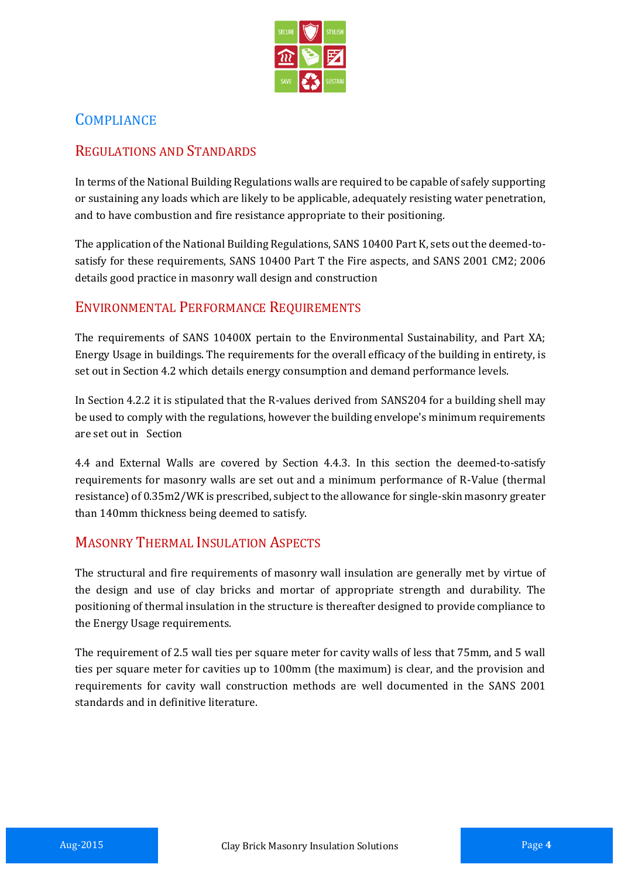# Compliance

## Regulations and Standards

In terms of the National Building Regulations walls are required to be capable of safely supporting or sustaining any loads which are likely to be applicable, adequately resisting water penetration, and to have combustion and fire resistance appropriate to their positioning.

The application of the National Building Regulations, SANS 10400 Part K, sets out the deemed-to-satisfy for these requirements, SANS 10400 Part T the Fire aspects, and SANS 2001 CM2; 2006 details good practice in masonry wall design and construction

## Environmental Performance Requirements

The requirements of SANS 10400X pertain to the Environmental Sustainability, and Part XA; Energy Usage in buildings. The requirements for the overall efficacy of the building in entirety, is set out in Section 4.2 which details energy consumption and demand performance levels.

In Section 4.2.2 it is stipulated that the R-values derived from SANS204 for a building shell may be used to comply with the regulations, however the building envelope's minimum requirements are set out in Section

4.4 and External Walls are covered by Section 4.4.3. In this section the deemed-to-satisfy requirements for masonry walls are set out and a minimum performance of R-Value (thermal resistance) of 0.35m2/WK is prescribed, subject to the allowance for single-skin masonry greater than 140mm thickness being deemed to satisfy.

## Masonry Thermal Insulation Aspects

The structural and fire requirements of masonry wall insulation are generally met by virtue of the design and use of clay bricks and mortar of appropriate strength and durability. The positioning of thermal insulation in the structure is thereafter designed to provide compliance to the Energy Usage requirements.

The requirement of 2.5 wall ties per square meter for cavity walls of less that 75mm, and 5 wall ties per square meter for cavities up to 100mm (the maximum) is clear, and the provision and requirements for cavity wall construction methods are well documented in the SANS 2001 standards and in definitive literature.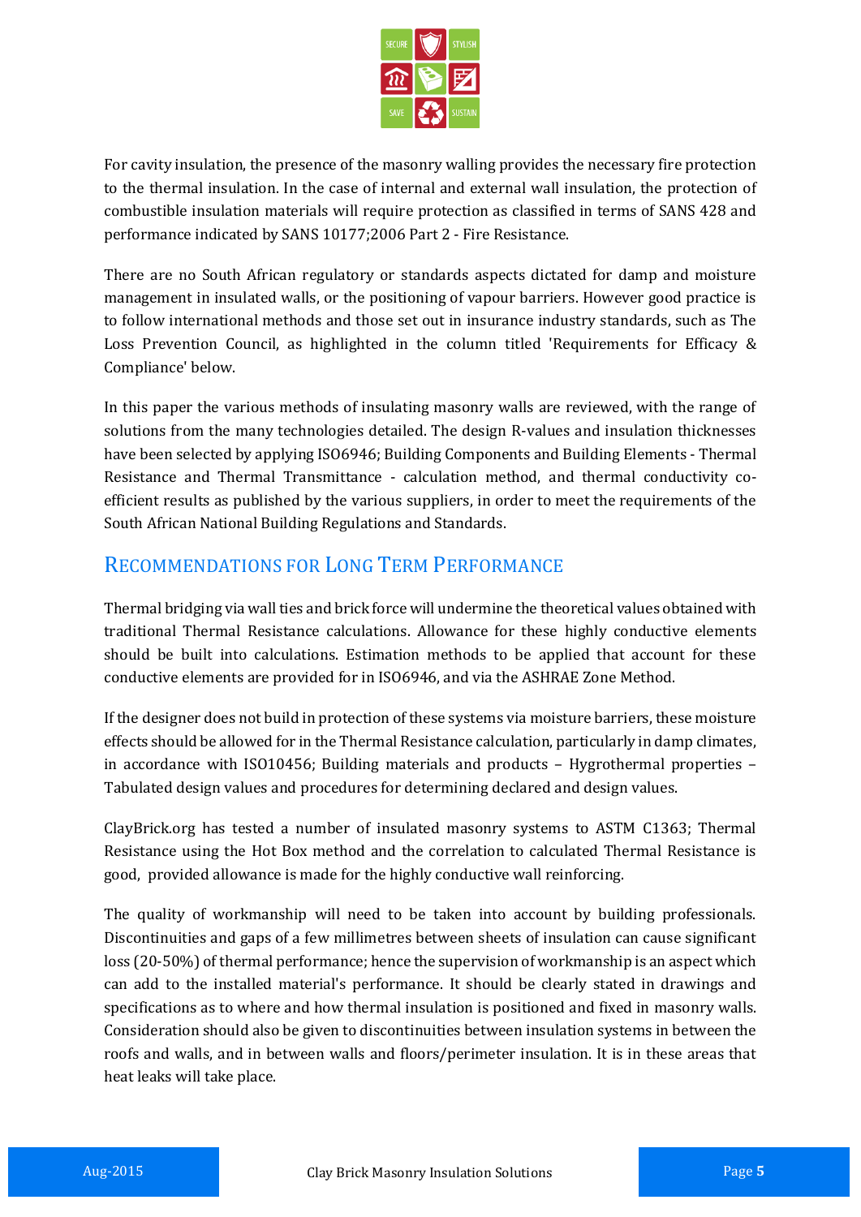For cavity insulation, the presence of the masonry walling provides the necessary fire protection to the thermal insulation. In the case of internal and external wall insulation, the protection of combustible insulation materials will require protection as classified in terms of SANS 428 and performance indicated by SANS 10177;2006 Part 2 - Fire Resistance.

There are no South African regulatory or standards aspects dictated for damp and moisture management in insulated walls, or the positioning of vapour barriers. However good practice is to follow international methods and those set out in insurance industry standards, such as The Loss Prevention Council, as highlighted in the column titled 'Requirements for Efficacy & Compliance' below.

In this paper the various methods of insulating masonry walls are reviewed, with the range of solutions from the many technologies detailed. The design R-values and insulation thicknesses have been selected by applying ISO6946; Building Components and Building Elements - Thermal Resistance and Thermal Transmittance - calculation method, and thermal conductivity co-efficient results as published by the various suppliers, in order to meet the requirements of the South African National Building Regulations and Standards.

## Recommendations for Long Term Performance

Thermal bridging via wall ties and brick force will undermine the theoretical values obtained with traditional Thermal Resistance calculations. Allowance for these highly conductive elements should be built into calculations. Estimation methods to be applied that account for these conductive elements are provided for in ISO6946, and via the ASHRAE Zone Method.

If the designer does not build in protection of these systems via moisture barriers, these moisture effects should be allowed for in the Thermal Resistance calculation, particularly in damp climates, in accordance with ISO10456; Building materials and products – Hygrothermal properties – Tabulated design values and procedures for determining declared and design values.

ClayBrick.org has tested a number of insulated masonry systems to ASTM C1363; Thermal Resistance using the Hot Box method and the correlation to calculated Thermal Resistance is good, provided allowance is made for the highly conductive wall reinforcing.

The quality of workmanship will need to be taken into account by building professionals. Discontinuities and gaps of a few millimetres between sheets of insulation can cause significant loss (20-50%) of thermal performance; hence the supervision of workmanship is an aspect which can add to the installed material's performance. It should be clearly stated in drawings and specifications as to where and how thermal insulation is positioned and fixed in masonry walls. Consideration should also be given to discontinuities between insulation systems in between the roofs and walls, and in between walls and floors/perimeter insulation. It is in these areas that heat leaks will take place.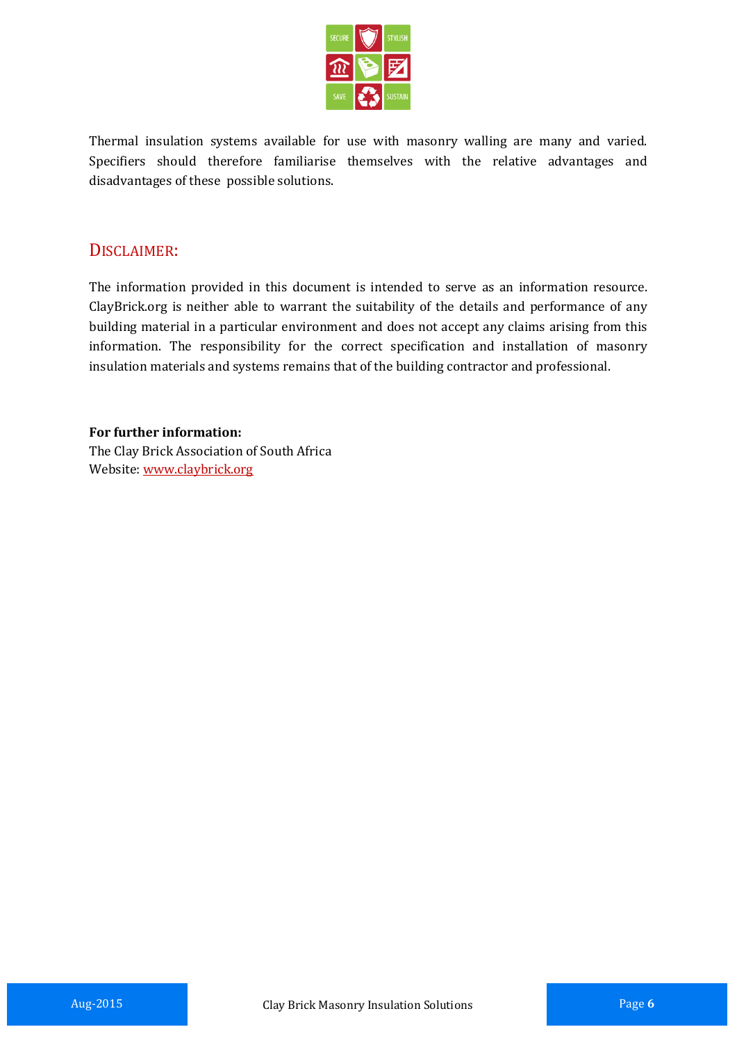Thermal insulation systems available for use with masonry walling are many and varied. Specifiers should therefore familiarise themselves with the relative advantages and disadvantages of these possible solutions.

## DISCLAIMER:

The information provided in this document is intended to serve as an information resource. ClayBrick.org is neither able to warrant the suitability of the details and performance of any building material in a particular environment and does not accept any claims arising from this information. The responsibility for the correct specification and installation of masonry insulation materials and systems remains that of the building contractor and professional.

**For further information:**
The Clay Brick Association of South Africa
Website: www.claybrick.org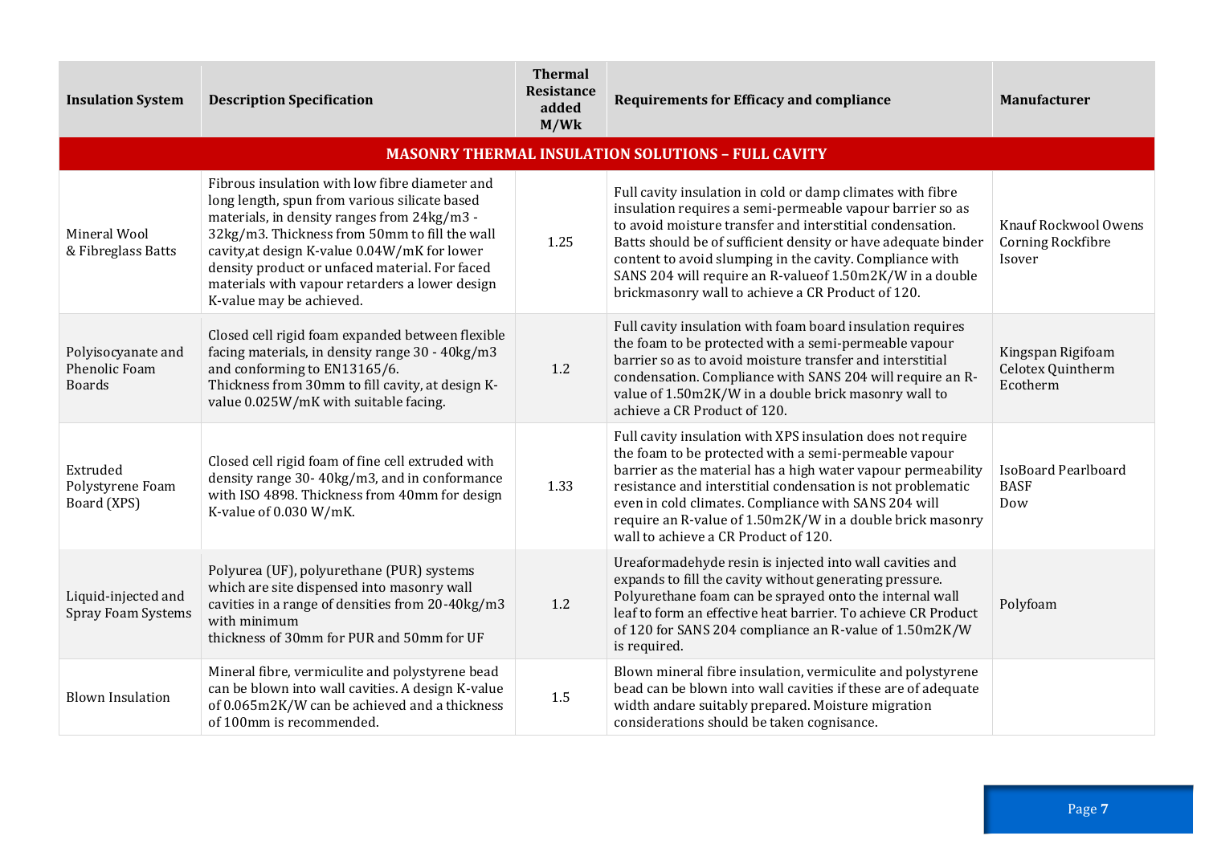| Insulation System | Description Specification | Thermal Resistance added M/Wk | Requirements for Efficacy and compliance | Manufacturer |
|---|---|---|---|---|
| **MASONRY THERMAL INSULATION SOLUTIONS – FULL CAVITY** | | | | |
| Mineral Wool & Fibreglass Batts | Fibrous insulation with low fibre diameter and long length, spun from various silicate based materials, in density ranges from 24kg/m3 - 32kg/m3. Thickness from 50mm to fill the wall cavity,at design K-value 0.04W/mK for lower density product or unfaced material. For faced materials with vapour retarders a lower design K-value may be achieved. | 1.25 | Full cavity insulation in cold or damp climates with fibre insulation requires a semi-permeable vapour barrier so as to avoid moisture transfer and interstitial condensation. Batts should be of sufficient density or have adequate binder content to avoid slumping in the cavity. Compliance with SANS 204 will require an R-valueof 1.50m2K/W in a double brickmasonry wall to achieve a CR Product of 120. | Knauf Rockwool Owens Corning Rockfibre Isover |
| Polyisocyanate and Phenolic Foam Boards | Closed cell rigid foam expanded between flexible facing materials, in density range 30 - 40kg/m3 and conforming to EN13165/6. Thickness from 30mm to fill cavity, at design K-value 0.025W/mK with suitable facing. | 1.2 | Full cavity insulation with foam board insulation requires the foam to be protected with a semi-permeable vapour barrier so as to avoid moisture transfer and interstitial condensation. Compliance with SANS 204 will require an R-value of 1.50m2K/W in a double brick masonry wall to achieve a CR Product of 120. | Kingspan Rigifoam Celotex Quintherm Ecotherm |
| Extruded Polystyrene Foam Board (XPS) | Closed cell rigid foam of fine cell extruded with density range 30- 40kg/m3, and in conformance with ISO 4898. Thickness from 40mm for design K-value of 0.030 W/mK. | 1.33 | Full cavity insulation with XPS insulation does not require the foam to be protected with a semi-permeable vapour barrier as the material has a high water vapour permeability resistance and interstitial condensation is not problematic even in cold climates. Compliance with SANS 204 will require an R-value of 1.50m2K/W in a double brick masonry wall to achieve a CR Product of 120. | IsoBoard Pearlboard BASF Dow |
| Liquid-injected and Spray Foam Systems | Polyurea (UF), polyurethane (PUR) systems which are site dispensed into masonry wall cavities in a range of densities from 20-40kg/m3 with minimum thickness of 30mm for PUR and 50mm for UF | 1.2 | Ureaformadehyde resin is injected into wall cavities and expands to fill the cavity without generating pressure. Polyurethane foam can be sprayed onto the internal wall leaf to form an effective heat barrier. To achieve CR Product of 120 for SANS 204 compliance an R-value of 1.50m2K/W is required. | Polyfoam |
| Blown Insulation | Mineral fibre, vermiculite and polystyrene bead can be blown into wall cavities. A design K-value of 0.065m2K/W can be achieved and a thickness of 100mm is recommended. | 1.5 | Blown mineral fibre insulation, vermiculite and polystyrene bead can be blown into wall cavities if these are of adequate width andare suitably prepared. Moisture migration considerations should be taken cognisance. | |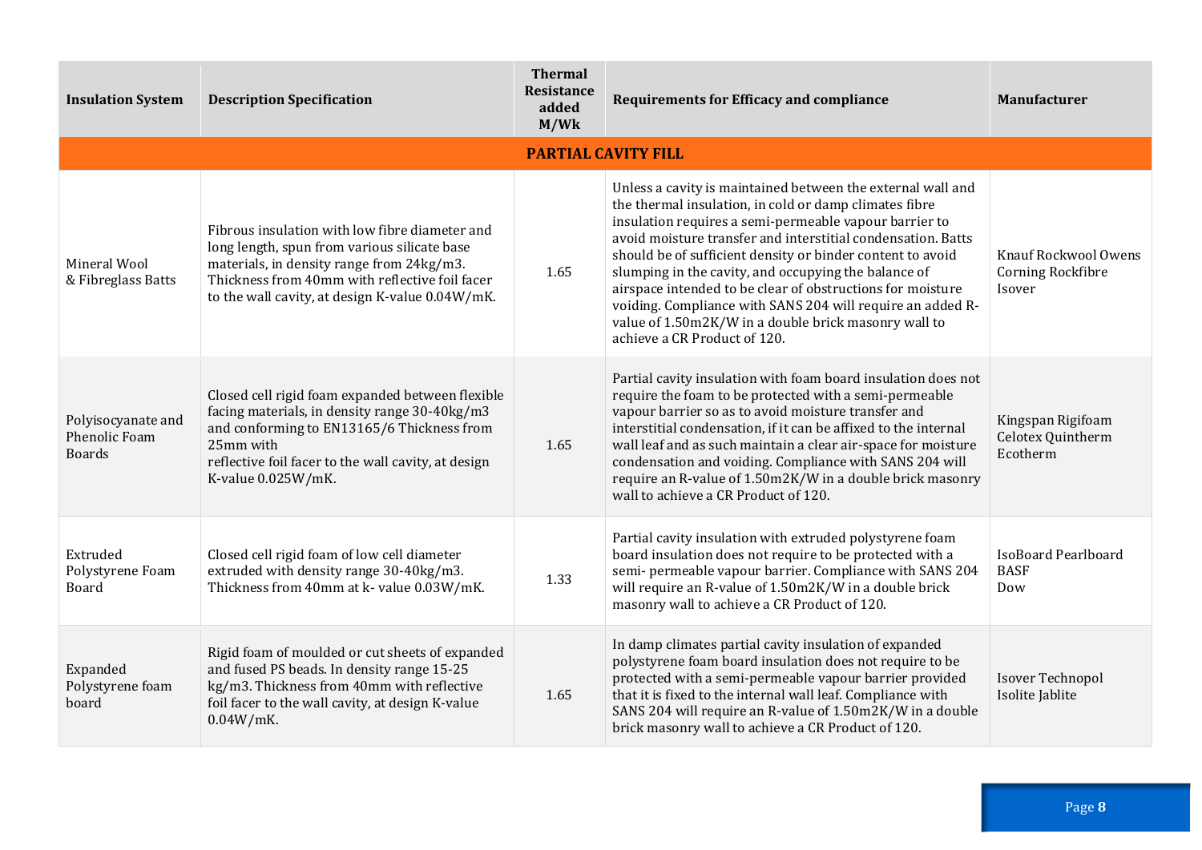| Insulation System | Description Specification | Thermal Resistance added M/Wk | Requirements for Efficacy and compliance | Manufacturer |
|---|---|---|---|---|
| **PARTIAL CAVITY FILL** | | | | |
| Mineral Wool & Fibreglass Batts | Fibrous insulation with low fibre diameter and long length, spun from various silicate base materials, in density range from 24kg/m3. Thickness from 40mm with reflective foil facer to the wall cavity, at design K-value 0.04W/mK. | 1.65 | Unless a cavity is maintained between the external wall and the thermal insulation, in cold or damp climates fibre insulation requires a semi-permeable vapour barrier to avoid moisture transfer and interstitial condensation. Batts should be of sufficient density or binder content to avoid slumping in the cavity, and occupying the balance of airspace intended to be clear of obstructions for moisture voiding. Compliance with SANS 204 will require an added R-value of 1.50m2K/W in a double brick masonry wall to achieve a CR Product of 120. | Knauf Rockwool Owens Corning Rockfibre Isover |
| Polyisocyanate and Phenolic Foam Boards | Closed cell rigid foam expanded between flexible facing materials, in density range 30-40kg/m3 and conforming to EN13165/6 Thickness from 25mm with reflective foil facer to the wall cavity, at design K-value 0.025W/mK. | 1.65 | Partial cavity insulation with foam board insulation does not require the foam to be protected with a semi-permeable vapour barrier so as to avoid moisture transfer and interstitial condensation, if it can be affixed to the internal wall leaf and as such maintain a clear air-space for moisture condensation and voiding. Compliance with SANS 204 will require an R-value of 1.50m2K/W in a double brick masonry wall to achieve a CR Product of 120. | Kingspan Rigifoam Celotex Quintherm Ecotherm |
| Extruded Polystyrene Foam Board | Closed cell rigid foam of low cell diameter extruded with density range 30-40kg/m3. Thickness from 40mm at k- value 0.03W/mK. | 1.33 | Partial cavity insulation with extruded polystyrene foam board insulation does not require to be protected with a semi- permeable vapour barrier. Compliance with SANS 204 will require an R-value of 1.50m2K/W in a double brick masonry wall to achieve a CR Product of 120. | IsoBoard Pearlboard BASF Dow |
| Expanded Polystyrene foam board | Rigid foam of moulded or cut sheets of expanded and fused PS beads. In density range 15-25 kg/m3. Thickness from 40mm with reflective foil facer to the wall cavity, at design K-value 0.04W/mK. | 1.65 | In damp climates partial cavity insulation of expanded polystyrene foam board insulation does not require to be protected with a semi-permeable vapour barrier provided that it is fixed to the internal wall leaf. Compliance with SANS 204 will require an R-value of 1.50m2K/W in a double brick masonry wall to achieve a CR Product of 120. | Isover Technopol Isolite Jablite |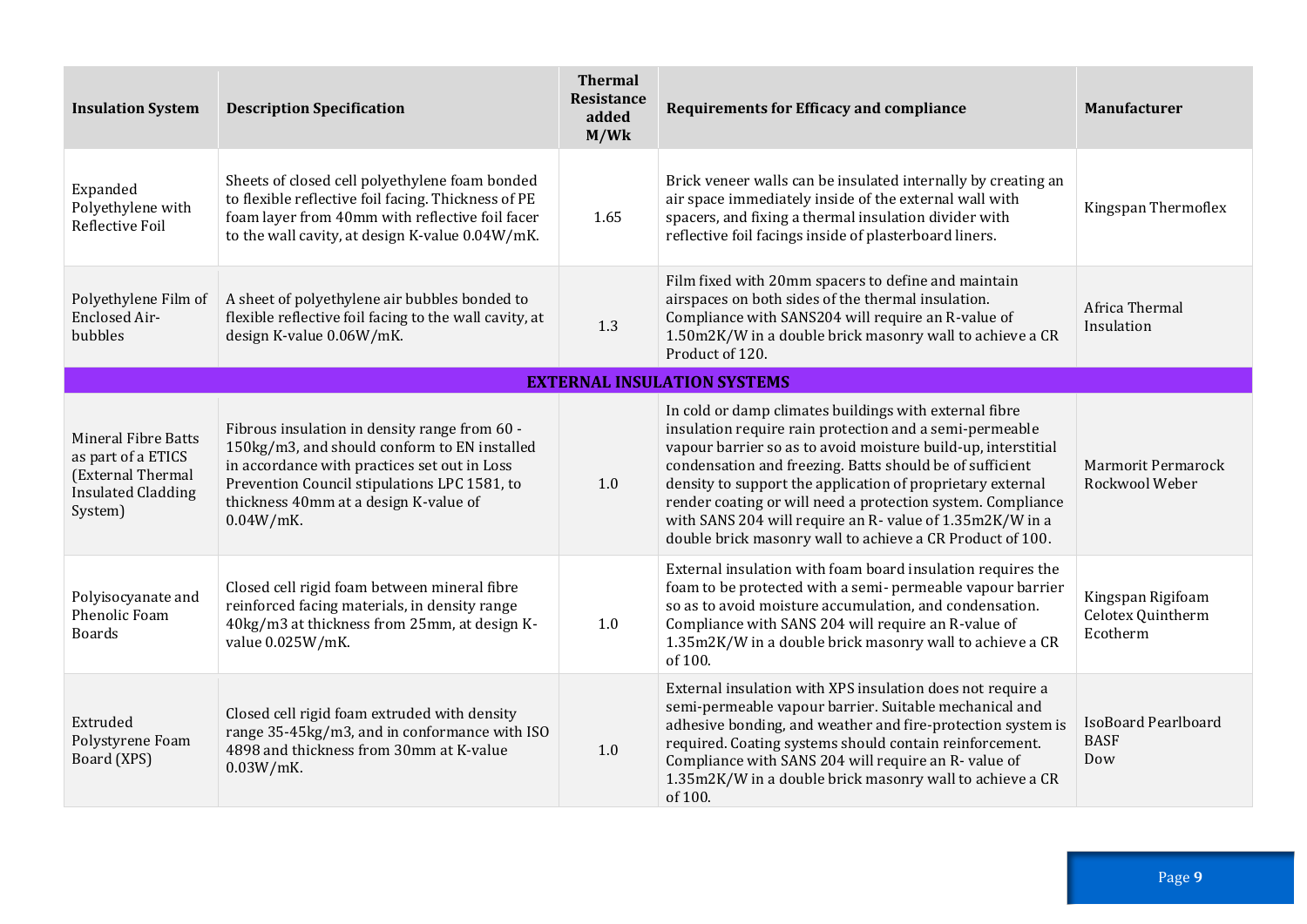| Insulation System | Description Specification | Thermal Resistance added M/Wk | Requirements for Efficacy and compliance | Manufacturer |
|---|---|---|---|---|
| Expanded Polyethylene with Reflective Foil | Sheets of closed cell polyethylene foam bonded to flexible reflective foil facing. Thickness of PE foam layer from 40mm with reflective foil facer to the wall cavity, at design K-value 0.04W/mK. | 1.65 | Brick veneer walls can be insulated internally by creating an air space immediately inside of the external wall with spacers, and fixing a thermal insulation divider with reflective foil facings inside of plasterboard liners. | Kingspan Thermoflex |
| Polyethylene Film of Enclosed Air-bubbles | A sheet of polyethylene air bubbles bonded to flexible reflective foil facing to the wall cavity, at design K-value 0.06W/mK. | 1.3 | Film fixed with 20mm spacers to define and maintain airspaces on both sides of the thermal insulation. Compliance with SANS204 will require an R-value of 1.50m2K/W in a double brick masonry wall to achieve a CR Product of 120. | Africa Thermal Insulation |
| **EXTERNAL INSULATION SYSTEMS** | | | | |
| Mineral Fibre Batts as part of a ETICS (External Thermal Insulated Cladding System) | Fibrous insulation in density range from 60 - 150kg/m3, and should conform to EN installed in accordance with practices set out in Loss Prevention Council stipulations LPC 1581, to thickness 40mm at a design K-value of 0.04W/mK. | 1.0 | In cold or damp climates buildings with external fibre insulation require rain protection and a semi-permeable vapour barrier so as to avoid moisture build-up, interstitial condensation and freezing. Batts should be of sufficient density to support the application of proprietary external render coating or will need a protection system. Compliance with SANS 204 will require an R- value of 1.35m2K/W in a double brick masonry wall to achieve a CR Product of 100. | Marmorit Permarock Rockwool Weber |
| Polyisocyanate and Phenolic Foam Boards | Closed cell rigid foam between mineral fibre reinforced facing materials, in density range 40kg/m3 at thickness from 25mm, at design K-value 0.025W/mK. | 1.0 | External insulation with foam board insulation requires the foam to be protected with a semi- permeable vapour barrier so as to avoid moisture accumulation, and condensation. Compliance with SANS 204 will require an R-value of 1.35m2K/W in a double brick masonry wall to achieve a CR of 100. | Kingspan Rigifoam Celotex Quintherm Ecotherm |
| Extruded Polystyrene Foam Board (XPS) | Closed cell rigid foam extruded with density range 35-45kg/m3, and in conformance with ISO 4898 and thickness from 30mm at K-value 0.03W/mK. | 1.0 | External insulation with XPS insulation does not require a semi-permeable vapour barrier. Suitable mechanical and adhesive bonding, and weather and fire-protection system is required. Coating systems should contain reinforcement. Compliance with SANS 204 will require an R- value of 1.35m2K/W in a double brick masonry wall to achieve a CR of 100. | IsoBoard Pearlboard BASF Dow |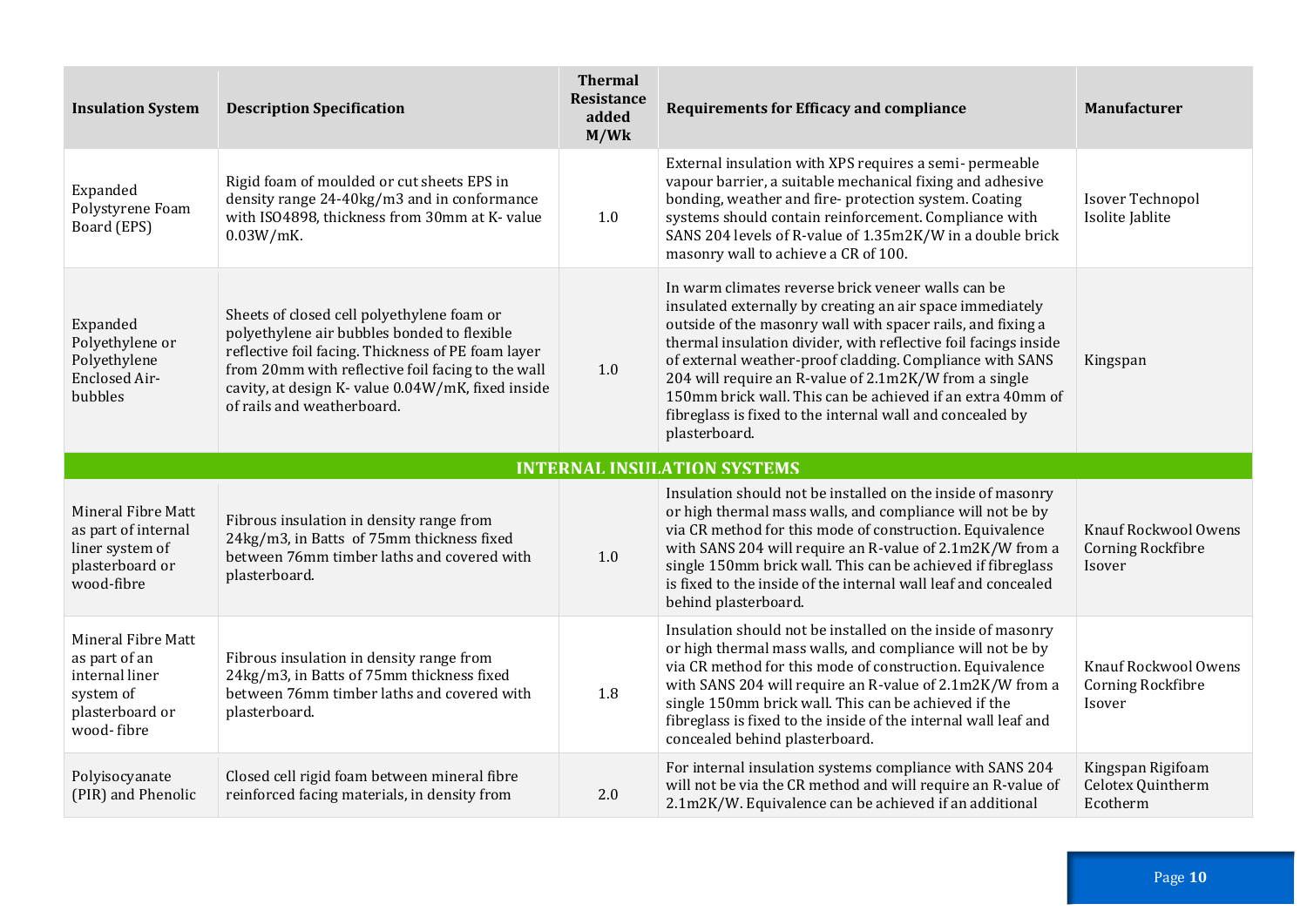| Insulation System | Description Specification | Thermal Resistance added M/Wk | Requirements for Efficacy and compliance | Manufacturer |
|---|---|---|---|---|
| Expanded Polystyrene Foam Board (EPS) | Rigid foam of moulded or cut sheets EPS in density range 24-40kg/m3 and in conformance with ISO4898, thickness from 30mm at K- value 0.03W/mK. | 1.0 | External insulation with XPS requires a semi- permeable vapour barrier, a suitable mechanical fixing and adhesive bonding, weather and fire- protection system. Coating systems should contain reinforcement. Compliance with SANS 204 levels of R-value of 1.35m2K/W in a double brick masonry wall to achieve a CR of 100. | Isover Technopol Isolite Jablite |
| Expanded Polyethylene or Polyethylene Enclosed Air-bubbles | Sheets of closed cell polyethylene foam or polyethylene air bubbles bonded to flexible reflective foil facing. Thickness of PE foam layer from 20mm with reflective foil facing to the wall cavity, at design K- value 0.04W/mK, fixed inside of rails and weatherboard. | 1.0 | In warm climates reverse brick veneer walls can be insulated externally by creating an air space immediately outside of the masonry wall with spacer rails, and fixing a thermal insulation divider, with reflective foil facings inside of external weather-proof cladding. Compliance with SANS 204 will require an R-value of 2.1m2K/W from a single 150mm brick wall. This can be achieved if an extra 40mm of fibreglass is fixed to the internal wall and concealed by plasterboard. | Kingspan |
| **INTERNAL INSULATION SYSTEMS** | | | | |
| Mineral Fibre Matt as part of internal liner system of plasterboard or wood-fibre | Fibrous insulation in density range from 24kg/m3, in Batts of 75mm thickness fixed between 76mm timber laths and covered with plasterboard. | 1.0 | Insulation should not be installed on the inside of masonry or high thermal mass walls, and compliance will not be by via CR method for this mode of construction. Equivalence with SANS 204 will require an R-value of 2.1m2K/W from a single 150mm brick wall. This can be achieved if fibreglass is fixed to the inside of the internal wall leaf and concealed behind plasterboard. | Knauf Rockwool Owens Corning Rockfibre Isover |
| Mineral Fibre Matt as part of an internal liner system of plasterboard or wood- fibre | Fibrous insulation in density range from 24kg/m3, in Batts of 75mm thickness fixed between 76mm timber laths and covered with plasterboard. | 1.8 | Insulation should not be installed on the inside of masonry or high thermal mass walls, and compliance will not be by via CR method for this mode of construction. Equivalence with SANS 204 will require an R-value of 2.1m2K/W from a single 150mm brick wall. This can be achieved if the fibreglass is fixed to the inside of the internal wall leaf and concealed behind plasterboard. | Knauf Rockwool Owens Corning Rockfibre Isover |
| Polyisocyanate (PIR) and Phenolic | Closed cell rigid foam between mineral fibre reinforced facing materials, in density from | 2.0 | For internal insulation systems compliance with SANS 204 will not be via the CR method and will require an R-value of 2.1m2K/W. Equivalence can be achieved if an additional | Kingspan Rigifoam Celotex Quintherm Ecotherm |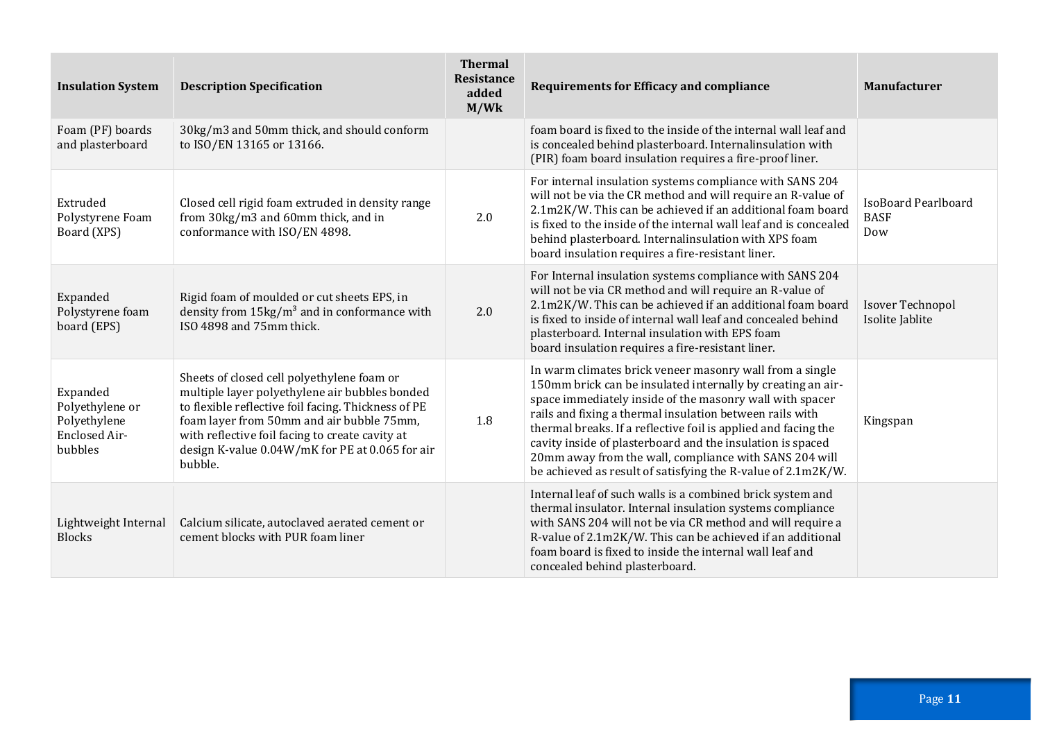| Insulation System | Description Specification | Thermal Resistance added M/Wk | Requirements for Efficacy and compliance | Manufacturer |
|---|---|---|---|---|
| Foam (PF) boards and plasterboard | 30kg/m3 and 50mm thick, and should conform to ISO/EN 13165 or 13166. | | foam board is fixed to the inside of the internal wall leaf and is concealed behind plasterboard. Internalinsulation with (PIR) foam board insulation requires a fire-proof liner. | |
| Extruded Polystyrene Foam Board (XPS) | Closed cell rigid foam extruded in density range from 30kg/m3 and 60mm thick, and in conformance with ISO/EN 4898. | 2.0 | For internal insulation systems compliance with SANS 204 will not be via the CR method and will require an R-value of 2.1m2K/W. This can be achieved if an additional foam board is fixed to the inside of the internal wall leaf and is concealed behind plasterboard. Internalinsulation with XPS foam board insulation requires a fire-resistant liner. | IsoBoard Pearlboard BASF Dow |
| Expanded Polystyrene foam board (EPS) | Rigid foam of moulded or cut sheets EPS, in density from 15kg/m$^3$ and in conformance with ISO 4898 and 75mm thick. | 2.0 | For Internal insulation systems compliance with SANS 204 will not be via CR method and will require an R-value of 2.1m2K/W. This can be achieved if an additional foam board is fixed to inside of internal wall leaf and concealed behind plasterboard. Internal insulation with EPS foam board insulation requires a fire-resistant liner. | Isover Technopol Isolite Jablite |
| Expanded Polyethylene or Polyethylene Enclosed Air-bubbles | Sheets of closed cell polyethylene foam or multiple layer polyethylene air bubbles bonded to flexible reflective foil facing. Thickness of PE foam layer from 50mm and air bubble 75mm, with reflective foil facing to create cavity at design K-value 0.04W/mK for PE at 0.065 for air bubble. | 1.8 | In warm climates brick veneer masonry wall from a single 150mm brick can be insulated internally by creating an air-space immediately inside of the masonry wall with spacer rails and fixing a thermal insulation between rails with thermal breaks. If a reflective foil is applied and facing the cavity inside of plasterboard and the insulation is spaced 20mm away from the wall, compliance with SANS 204 will be achieved as result of satisfying the R-value of 2.1m2K/W. | Kingspan |
| Lightweight Internal Blocks | Calcium silicate, autoclaved aerated cement or cement blocks with PUR foam liner | | Internal leaf of such walls is a combined brick system and thermal insulator. Internal insulation systems compliance with SANS 204 will not be via CR method and will require a R-value of 2.1m2K/W. This can be achieved if an additional foam board is fixed to inside the internal wall leaf and concealed behind plasterboard. | |